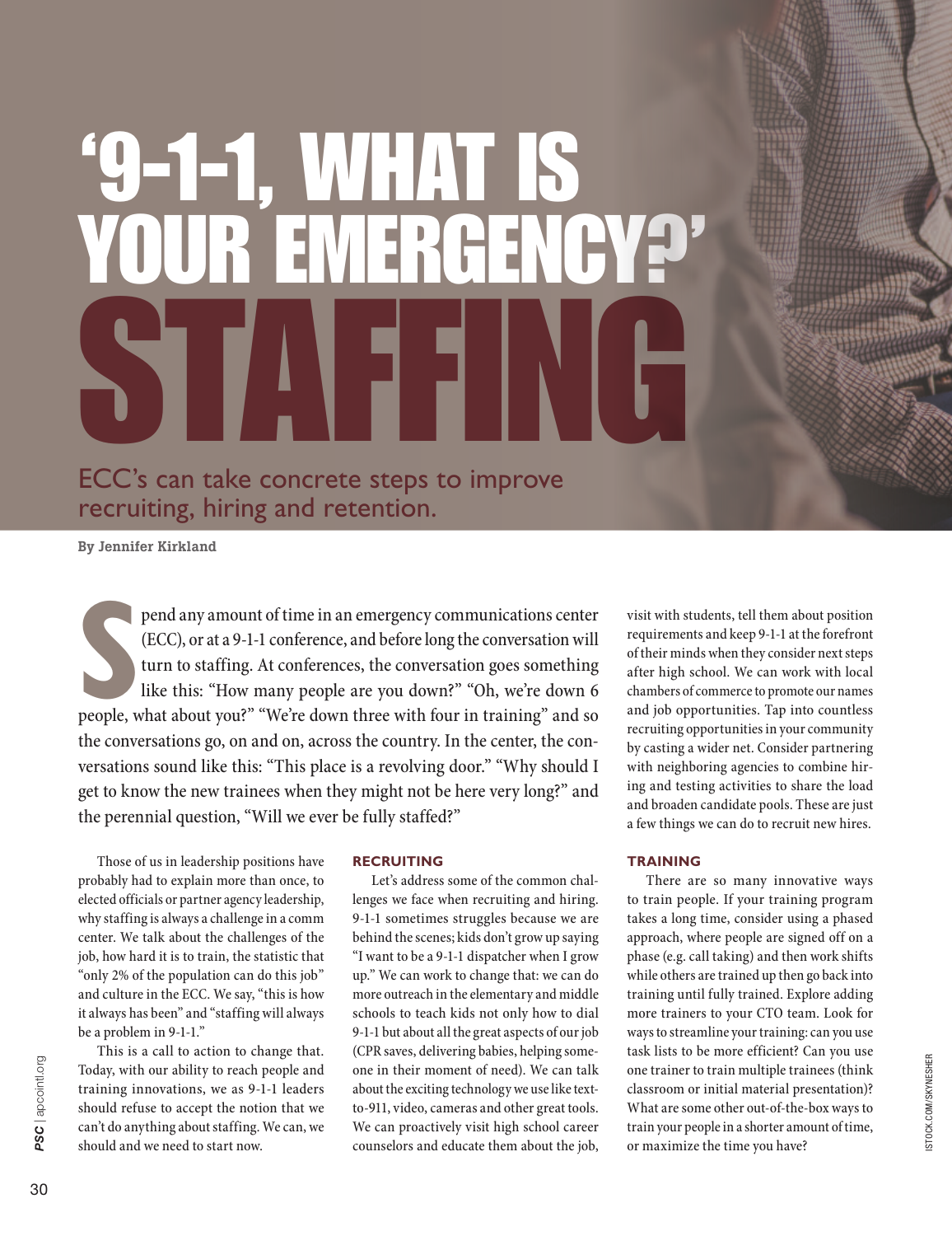# '9-1-1, WHAT IS YOUR EMERGENCY?' STAFFING

## ECC's can take concrete steps to improve recruiting, hiring and retention.

**By Jennifer Kirkland**

Spend any amount of time in an emergency communications center (ECC), or at a 9-1-1 conference, and before long the conversation will turn to staffing. At conferences, the conversation goes something like this: "How many people are you down?" "Oh, we're down 6 people, what about you?" "We're down three with four in training" and so the conversations go, on and on, across the country. In the center, the conversations sound like this: "This place is a revolving door." "Why should I get to know the new trainees when they might not be here very long?" and the perennial question, "Will we ever be fully staffed?"

Those of us in leadership positions have probably had to explain more than once, to elected officials or partner agency leadership, why staffing is always a challenge in a comm center. We talk about the challenges of the job, how hard it is to train, the statistic that "only 2% of the population can do this job" and culture in the ECC. We say, "this is how it always has been" and "staffing will always be a problem in 9-1-1."

This is a call to action to change that. Today, with our ability to reach people and training innovations, we as 9-1-1 leaders should refuse to accept the notion that we can't do anything about staffing. We can, we should and we need to start now.

### RECRUITING

Let's address some of the common challenges we face when recruiting and hiring. 9-1-1 sometimes struggles because we are behind the scenes; kids don't grow up saying "I want to be a 9-1-1 dispatcher when I grow up." We can work to change that: we can do more outreach in the elementary and middle schools to teach kids not only how to dial 9-1-1 but about all the great aspects of our job (CPR saves, delivering babies, helping someone in their moment of need). We can talk about the exciting technology we use like text-to-911, video, cameras and other great tools. We can proactively visit high school career counselors and educate them about the job, visit with students, tell them about position requirements and keep 9-1-1 at the forefront of their minds when they consider next steps after high school. We can work with local chambers of commerce to promote our names and job opportunities. Tap into countless recruiting opportunities in your community by casting a wider net. Consider partnering with neighboring agencies to combine hiring and testing activities to share the load and broaden candidate pools. These are just a few things we can do to recruit new hires.

### TRAINING

There are so many innovative ways to train people. If your training program takes a long time, consider using a phased approach, where people are signed off on a phase (e.g. call taking) and then work shifts while others are trained up then go back into training until fully trained. Explore adding more trainers to your CTO team. Look for ways to streamline your training: can you use task lists to be more efficient? Can you use one trainer to train multiple trainees (think classroom or initial material presentation)? What are some other out-of-the-box ways to train your people in a shorter amount of time, or maximize the time you have?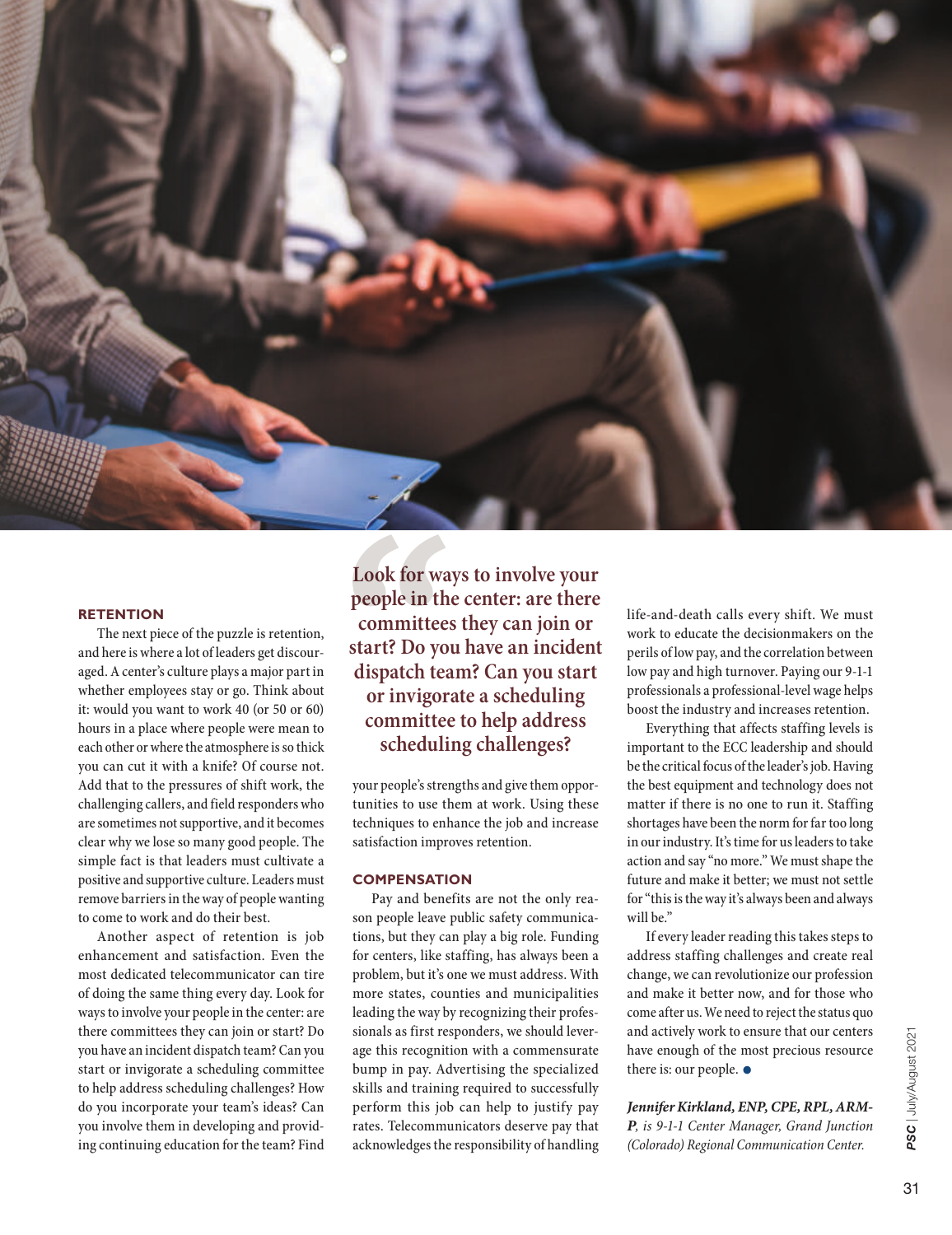## RETENTION

The next piece of the puzzle is retention, and here is where a lot of leaders get discouraged. A center's culture plays a major part in whether employees stay or go. Think about it: would you want to work 40 (or 50 or 60) hours in a place where people were mean to each other or where the atmosphere is so thick you can cut it with a knife? Of course not. Add that to the pressures of shift work, the challenging callers, and field responders who are sometimes not supportive, and it becomes clear why we lose so many good people. The simple fact is that leaders must cultivate a positive and supportive culture. Leaders must remove barriers in the way of people wanting to come to work and do their best.

Another aspect of retention is job enhancement and satisfaction. Even the most dedicated telecommunicator can tire of doing the same thing every day. Look for ways to involve your people in the center: are there committees they can join or start? Do you have an incident dispatch team? Can you start or invigorate a scheduling committee to help address scheduling challenges? How do you incorporate your team's ideas? Can you involve them in developing and providing continuing education for the team? Find your people's strengths and give them opportunities to use them at work. Using these techniques to enhance the job and increase satisfaction improves retention.

> "Look for ways to involve your people in the center: are there committees they can join or start? Do you have an incident dispatch team? Can you start or invigorate a scheduling committee to help address scheduling challenges?

## COMPENSATION

Pay and benefits are not the only reason people leave public safety communications, but they can play a big role. Funding for centers, like staffing, has always been a problem, but it's one we must address. With more states, counties and municipalities leading the way by recognizing their professionals as first responders, we should leverage this recognition with a commensurate bump in pay. Advertising the specialized skills and training required to successfully perform this job can help to justify pay rates. Telecommunicators deserve pay that acknowledges the responsibility of handling life-and-death calls every shift. We must work to educate the decisionmakers on the perils of low pay, and the correlation between low pay and high turnover. Paying our 9-1-1 professionals a professional-level wage helps boost the industry and increases retention.

Everything that affects staffing levels is important to the ECC leadership and should be the critical focus of the leader's job. Having the best equipment and technology does not matter if there is no one to run it. Staffing shortages have been the norm for far too long in our industry. It's time for us leaders to take action and say "no more." We must shape the future and make it better; we must not settle for "this is the way it's always been and always will be."

If every leader reading this takes steps to address staffing challenges and create real change, we can revolutionize our profession and make it better now, and for those who come after us. We need to reject the status quo and actively work to ensure that our centers have enough of the most precious resource there is: our people. ●

***Jennifer Kirkland, ENP, CPE, RPL, ARM-P**, is 9-1-1 Center Manager, Grand Junction (Colorado) Regional Communication Center.*